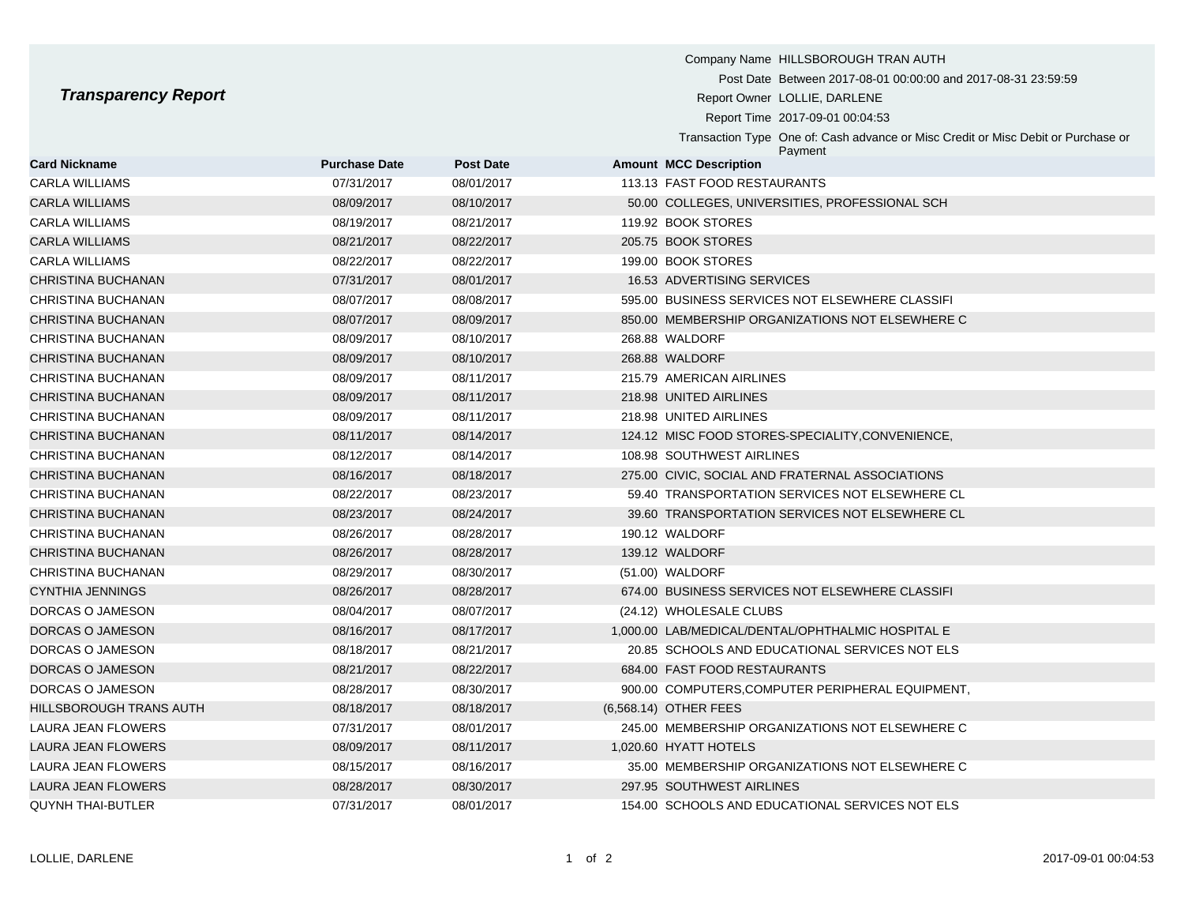# *Transparency Report*

Company Name HILLSBOROUGH TRAN AUTH
Post Date Between 2017-08-01 00:00:00 and 2017-08-31 23:59:59
Report Owner LOLLIE, DARLENE
Report Time 2017-09-01 00:04:53
Transaction Type One of: Cash advance or Misc Credit or Misc Debit or Purchase or Payment

| Card Nickname | Purchase Date | Post Date | Amount | MCC Description |
|---|---|---|---|---|
| CARLA WILLIAMS | 07/31/2017 | 08/01/2017 | 113.13 | FAST FOOD RESTAURANTS |
| CARLA WILLIAMS | 08/09/2017 | 08/10/2017 | 50.00 | COLLEGES, UNIVERSITIES, PROFESSIONAL SCH |
| CARLA WILLIAMS | 08/19/2017 | 08/21/2017 | 119.92 | BOOK STORES |
| CARLA WILLIAMS | 08/21/2017 | 08/22/2017 | 205.75 | BOOK STORES |
| CARLA WILLIAMS | 08/22/2017 | 08/22/2017 | 199.00 | BOOK STORES |
| CHRISTINA BUCHANAN | 07/31/2017 | 08/01/2017 | 16.53 | ADVERTISING SERVICES |
| CHRISTINA BUCHANAN | 08/07/2017 | 08/08/2017 | 595.00 | BUSINESS SERVICES NOT ELSEWHERE CLASSIFI |
| CHRISTINA BUCHANAN | 08/07/2017 | 08/09/2017 | 850.00 | MEMBERSHIP ORGANIZATIONS NOT ELSEWHERE C |
| CHRISTINA BUCHANAN | 08/09/2017 | 08/10/2017 | 268.88 | WALDORF |
| CHRISTINA BUCHANAN | 08/09/2017 | 08/10/2017 | 268.88 | WALDORF |
| CHRISTINA BUCHANAN | 08/09/2017 | 08/11/2017 | 215.79 | AMERICAN AIRLINES |
| CHRISTINA BUCHANAN | 08/09/2017 | 08/11/2017 | 218.98 | UNITED AIRLINES |
| CHRISTINA BUCHANAN | 08/09/2017 | 08/11/2017 | 218.98 | UNITED AIRLINES |
| CHRISTINA BUCHANAN | 08/11/2017 | 08/14/2017 | 124.12 | MISC FOOD STORES-SPECIALITY,CONVENIENCE, |
| CHRISTINA BUCHANAN | 08/12/2017 | 08/14/2017 | 108.98 | SOUTHWEST AIRLINES |
| CHRISTINA BUCHANAN | 08/16/2017 | 08/18/2017 | 275.00 | CIVIC, SOCIAL AND FRATERNAL ASSOCIATIONS |
| CHRISTINA BUCHANAN | 08/22/2017 | 08/23/2017 | 59.40 | TRANSPORTATION SERVICES NOT ELSEWHERE CL |
| CHRISTINA BUCHANAN | 08/23/2017 | 08/24/2017 | 39.60 | TRANSPORTATION SERVICES NOT ELSEWHERE CL |
| CHRISTINA BUCHANAN | 08/26/2017 | 08/28/2017 | 190.12 | WALDORF |
| CHRISTINA BUCHANAN | 08/26/2017 | 08/28/2017 | 139.12 | WALDORF |
| CHRISTINA BUCHANAN | 08/29/2017 | 08/30/2017 | (51.00) | WALDORF |
| CYNTHIA JENNINGS | 08/26/2017 | 08/28/2017 | 674.00 | BUSINESS SERVICES NOT ELSEWHERE CLASSIFI |
| DORCAS O JAMESON | 08/04/2017 | 08/07/2017 | (24.12) | WHOLESALE CLUBS |
| DORCAS O JAMESON | 08/16/2017 | 08/17/2017 | 1,000.00 | LAB/MEDICAL/DENTAL/OPHTHALMIC HOSPITAL E |
| DORCAS O JAMESON | 08/18/2017 | 08/21/2017 | 20.85 | SCHOOLS AND EDUCATIONAL SERVICES NOT ELS |
| DORCAS O JAMESON | 08/21/2017 | 08/22/2017 | 684.00 | FAST FOOD RESTAURANTS |
| DORCAS O JAMESON | 08/28/2017 | 08/30/2017 | 900.00 | COMPUTERS,COMPUTER PERIPHERAL EQUIPMENT, |
| HILLSBOROUGH TRANS AUTH | 08/18/2017 | 08/18/2017 | (6,568.14) | OTHER FEES |
| LAURA JEAN FLOWERS | 07/31/2017 | 08/01/2017 | 245.00 | MEMBERSHIP ORGANIZATIONS NOT ELSEWHERE C |
| LAURA JEAN FLOWERS | 08/09/2017 | 08/11/2017 | 1,020.60 | HYATT HOTELS |
| LAURA JEAN FLOWERS | 08/15/2017 | 08/16/2017 | 35.00 | MEMBERSHIP ORGANIZATIONS NOT ELSEWHERE C |
| LAURA JEAN FLOWERS | 08/28/2017 | 08/30/2017 | 297.95 | SOUTHWEST AIRLINES |
| QUYNH THAI-BUTLER | 07/31/2017 | 08/01/2017 | 154.00 | SCHOOLS AND EDUCATIONAL SERVICES NOT ELS |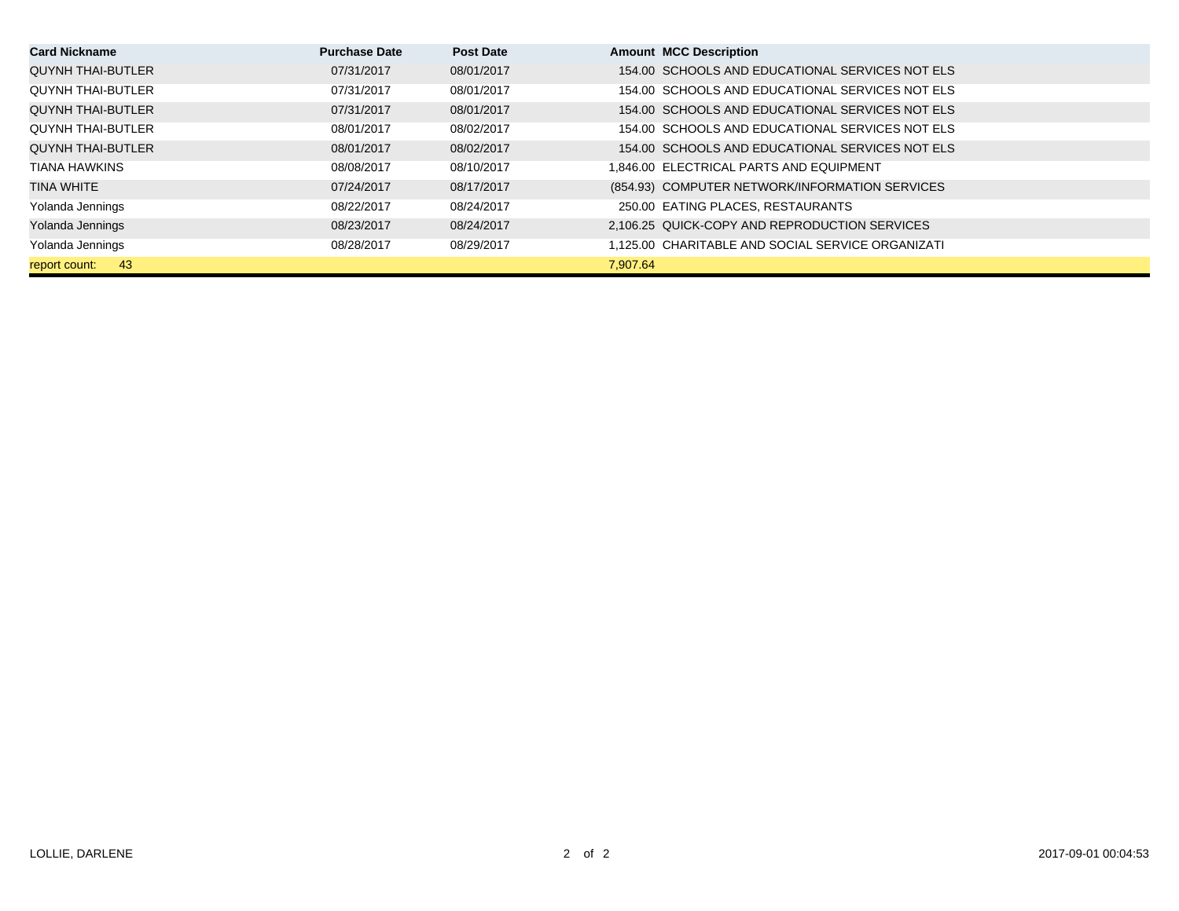| Card Nickname | Purchase Date | Post Date | Amount | MCC Description |
|---|---|---|---|---|
| QUYNH THAI-BUTLER | 07/31/2017 | 08/01/2017 | 154.00 | SCHOOLS AND EDUCATIONAL SERVICES NOT ELS |
| QUYNH THAI-BUTLER | 07/31/2017 | 08/01/2017 | 154.00 | SCHOOLS AND EDUCATIONAL SERVICES NOT ELS |
| QUYNH THAI-BUTLER | 07/31/2017 | 08/01/2017 | 154.00 | SCHOOLS AND EDUCATIONAL SERVICES NOT ELS |
| QUYNH THAI-BUTLER | 08/01/2017 | 08/02/2017 | 154.00 | SCHOOLS AND EDUCATIONAL SERVICES NOT ELS |
| QUYNH THAI-BUTLER | 08/01/2017 | 08/02/2017 | 154.00 | SCHOOLS AND EDUCATIONAL SERVICES NOT ELS |
| TIANA HAWKINS | 08/08/2017 | 08/10/2017 | 1,846.00 | ELECTRICAL PARTS AND EQUIPMENT |
| TINA WHITE | 07/24/2017 | 08/17/2017 | (854.93) | COMPUTER NETWORK/INFORMATION SERVICES |
| Yolanda Jennings | 08/22/2017 | 08/24/2017 | 250.00 | EATING PLACES, RESTAURANTS |
| Yolanda Jennings | 08/23/2017 | 08/24/2017 | 2,106.25 | QUICK-COPY AND REPRODUCTION SERVICES |
| Yolanda Jennings | 08/28/2017 | 08/29/2017 | 1,125.00 | CHARITABLE AND SOCIAL SERVICE ORGANIZATI |
| report count: 43 | | | 7,907.64 | |

LOLLIE, DARLENE

2017-09-01 00:04:53